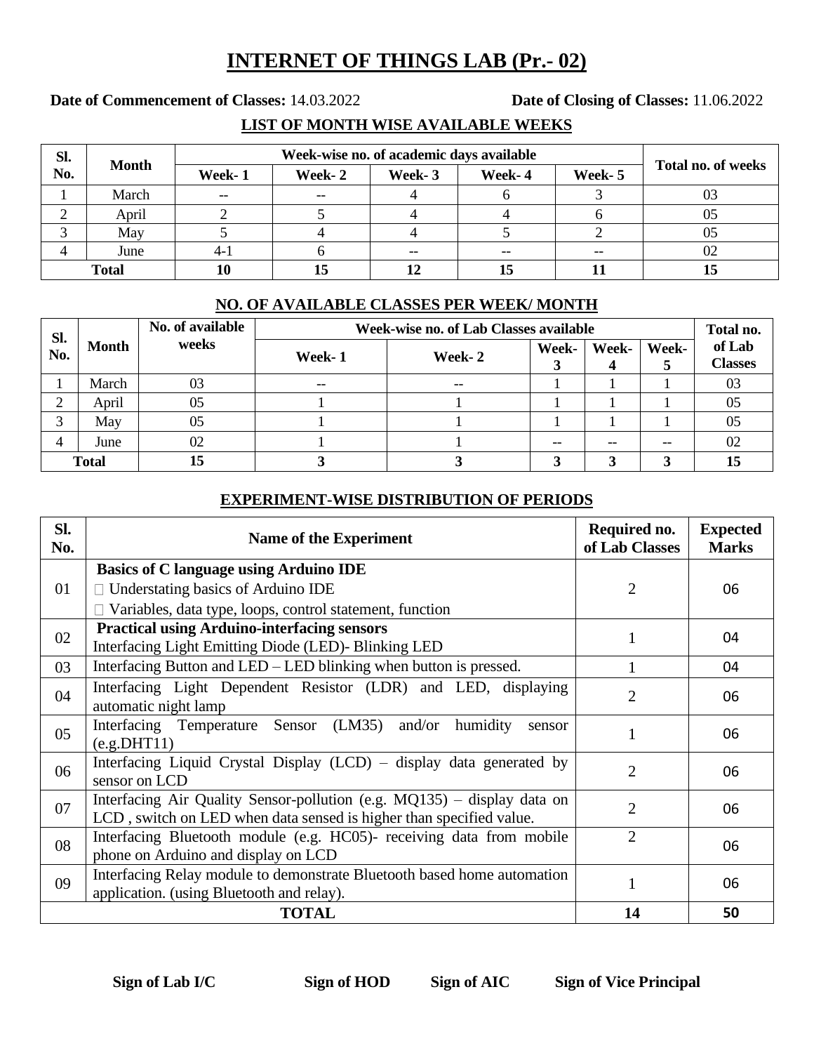# INTERNET OF THINGS LAB (Pr.- 02)

**Date of Commencement of Classes:** 14.03.2022 **Date of Closing of Classes:** 11.06.2022

## LIST OF MONTH WISE AVAILABLE WEEKS

| Sl. No. | Month | Week-wise no. of academic days available | | | | | Total no. of weeks |
|---|---|---|---|---|---|---|---|
| | | Week- 1 | Week- 2 | Week- 3 | Week- 4 | Week- 5 | |
| 1 | March | -- | -- | 4 | 6 | 3 | 03 |
| 2 | April | 2 | 5 | 4 | 4 | 6 | 05 |
| 3 | May | 5 | 4 | 4 | 5 | 2 | 05 |
| 4 | June | 4-1 | 6 | -- | -- | -- | 02 |
| **Total** | | **10** | **15** | **12** | **15** | **11** | **15** |

## NO. OF AVAILABLE CLASSES PER WEEK/ MONTH

| Sl. No. | Month | No. of available weeks | Week-wise no. of Lab Classes available | | | | | Total no. of Lab Classes |
|---|---|---|---|---|---|---|---|---|
| | | | Week- 1 | Week- 2 | Week- 3 | Week- 4 | Week- 5 | |
| 1 | March | 03 | -- | -- | 1 | 1 | 1 | 03 |
| 2 | April | 05 | 1 | 1 | 1 | 1 | 1 | 05 |
| 3 | May | 05 | 1 | 1 | 1 | 1 | 1 | 05 |
| 4 | June | 02 | 1 | 1 | -- | -- | -- | 02 |
| **Total** | | **15** | **3** | **3** | **3** | **3** | **3** | **15** |

## EXPERIMENT-WISE DISTRIBUTION OF PERIODS

| Sl. No. | Name of the Experiment | Required no. of Lab Classes | Expected Marks |
|---|---|---|---|
| 01 | **Basics of C language using Arduino IDE**<br>□ Understating basics of Arduino IDE<br>□ Variables, data type, loops, control statement, function | 2 | 06 |
| 02 | **Practical using Arduino-interfacing sensors**<br>Interfacing Light Emitting Diode (LED)- Blinking LED | 1 | 04 |
| 03 | Interfacing Button and LED – LED blinking when button is pressed. | 1 | 04 |
| 04 | Interfacing Light Dependent Resistor (LDR) and LED, displaying automatic night lamp | 2 | 06 |
| 05 | Interfacing Temperature Sensor (LM35) and/or humidity sensor (e.g.DHT11) | 1 | 06 |
| 06 | Interfacing Liquid Crystal Display (LCD) – display data generated by sensor on LCD | 2 | 06 |
| 07 | Interfacing Air Quality Sensor-pollution (e.g. MQ135) – display data on LCD , switch on LED when data sensed is higher than specified value. | 2 | 06 |
| 08 | Interfacing Bluetooth module (e.g. HC05)- receiving data from mobile phone on Arduino and display on LCD | 2 | 06 |
| 09 | Interfacing Relay module to demonstrate Bluetooth based home automation application. (using Bluetooth and relay). | 1 | 06 |
| **TOTAL** | | **14** | **50** |

**Sign of Lab I/C** **Sign of HOD** **Sign of AIC** **Sign of Vice Principal**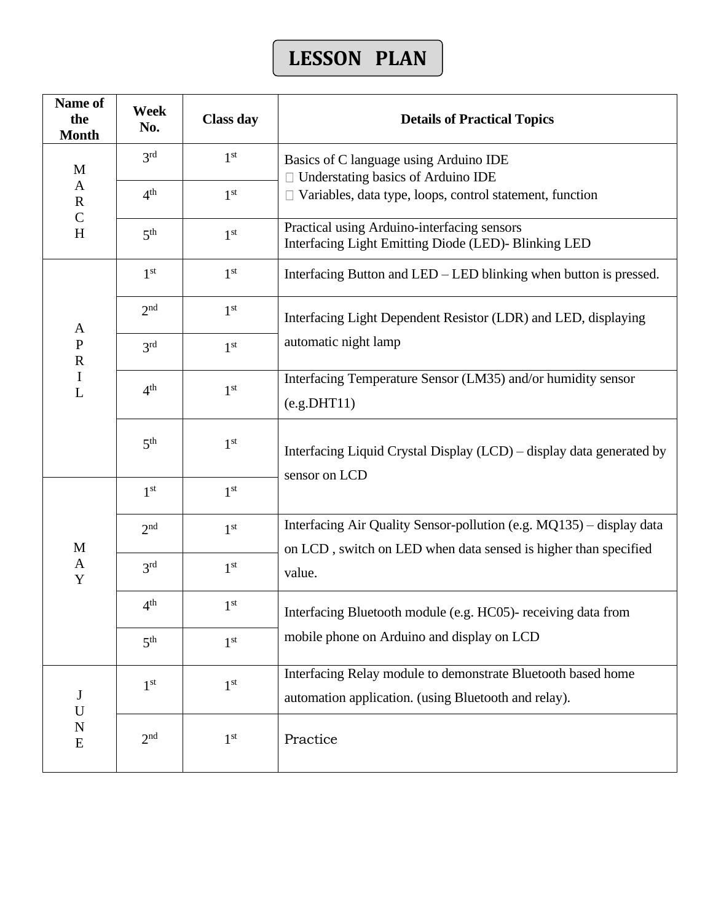# LESSON PLAN

| Name of the Month | Week No. | Class day | Details of Practical Topics |
|---|---|---|---|
| MARCH | 3rd | 1st | Basics of C language using Arduino IDE<br> Understating basics of Arduino IDE<br> Variables, data type, loops, control statement, function |
| | 4th | 1st | |
| | 5th | 1st | Practical using Arduino-interfacing sensors<br>Interfacing Light Emitting Diode (LED)- Blinking LED |
| APRIL | 1st | 1st | Interfacing Button and LED – LED blinking when button is pressed. |
| | 2nd | 1st | Interfacing Light Dependent Resistor (LDR) and LED, displaying automatic night lamp |
| | 3rd | 1st | |
| | 4th | 1st | Interfacing Temperature Sensor (LM35) and/or humidity sensor (e.g.DHT11) |
| | 5th | 1st | Interfacing Liquid Crystal Display (LCD) – display data generated by sensor on LCD |
| MAY | 1st | 1st | |
| | 2nd | 1st | Interfacing Air Quality Sensor-pollution (e.g. MQ135) – display data on LCD , switch on LED when data sensed is higher than specified value. |
| | 3rd | 1st | |
| | 4th | 1st | Interfacing Bluetooth module (e.g. HC05)- receiving data from mobile phone on Arduino and display on LCD |
| | 5th | 1st | |
| JUNE | 1st | 1st | Interfacing Relay module to demonstrate Bluetooth based home automation application. (using Bluetooth and relay). |
| | 2nd | 1st | Practice |